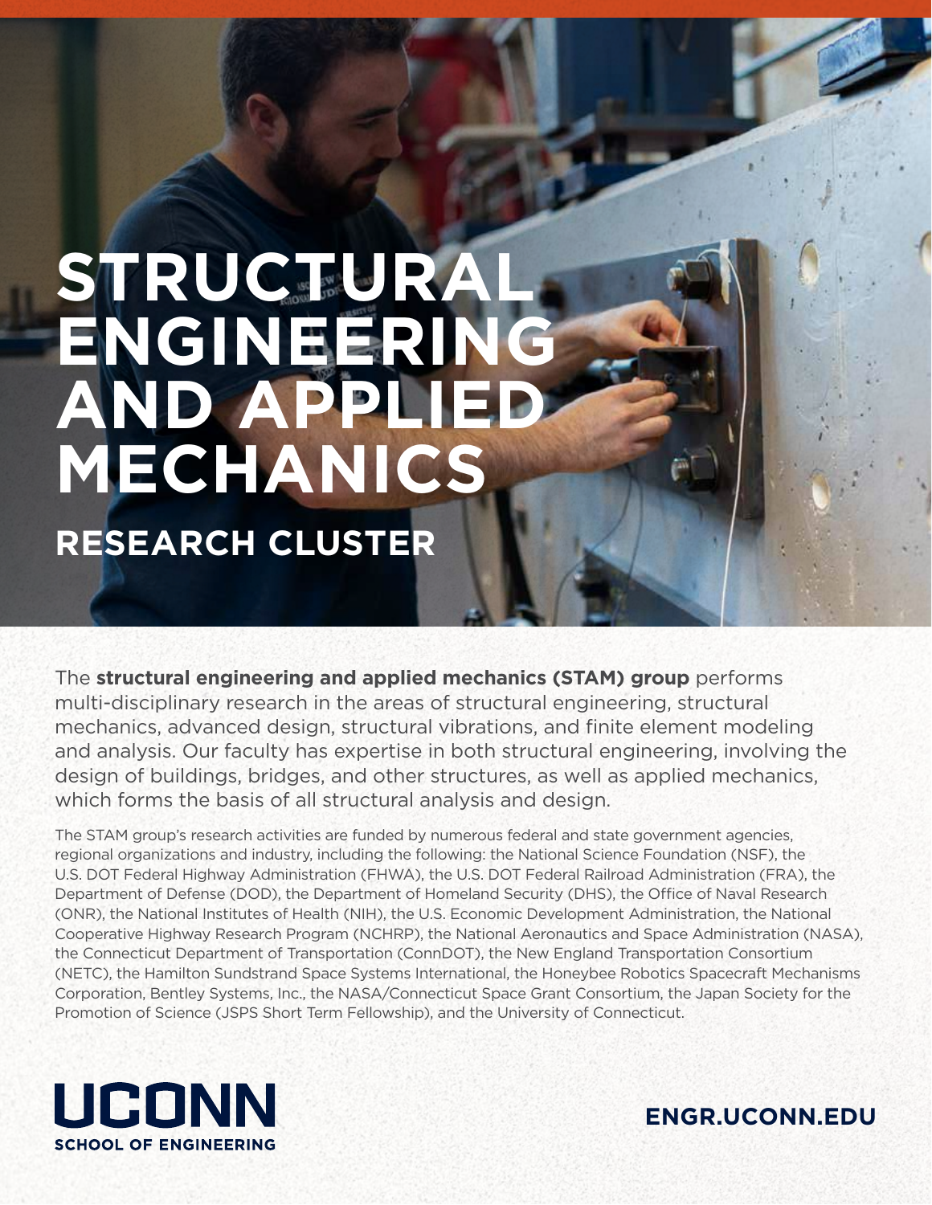# STRUCTURAL ENGINEERING AND APPLIED MECHANICS

## RESEARCH CLUSTER

The **structural engineering and applied mechanics (STAM) group** performs multi-disciplinary research in the areas of structural engineering, structural mechanics, advanced design, structural vibrations, and finite element modeling and analysis. Our faculty has expertise in both structural engineering, involving the design of buildings, bridges, and other structures, as well as applied mechanics, which forms the basis of all structural analysis and design.

The STAM group's research activities are funded by numerous federal and state government agencies, regional organizations and industry, including the following: the National Science Foundation (NSF), the U.S. DOT Federal Highway Administration (FHWA), the U.S. DOT Federal Railroad Administration (FRA), the Department of Defense (DOD), the Department of Homeland Security (DHS), the Office of Naval Research (ONR), the National Institutes of Health (NIH), the U.S. Economic Development Administration, the National Cooperative Highway Research Program (NCHRP), the National Aeronautics and Space Administration (NASA), the Connecticut Department of Transportation (ConnDOT), the New England Transportation Consortium (NETC), the Hamilton Sundstrand Space Systems International, the Honeybee Robotics Spacecraft Mechanisms Corporation, Bentley Systems, Inc., the NASA/Connecticut Space Grant Consortium, the Japan Society for the Promotion of Science (JSPS Short Term Fellowship), and the University of Connecticut.

UCONN
SCHOOL OF ENGINEERING

ENGR.UCONN.EDU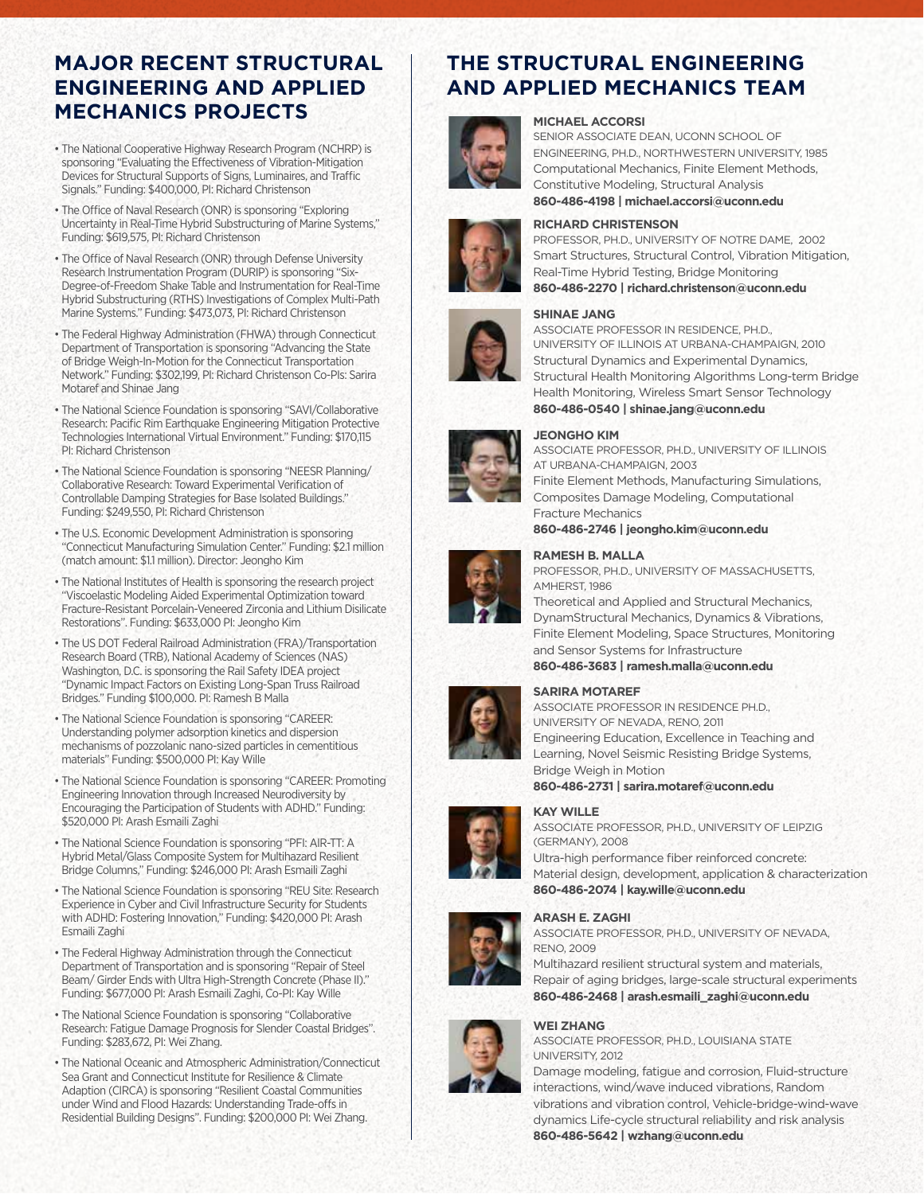## MAJOR RECENT STRUCTURAL ENGINEERING AND APPLIED MECHANICS PROJECTS

- The National Cooperative Highway Research Program (NCHRP) is sponsoring "Evaluating the Effectiveness of Vibration-Mitigation Devices for Structural Supports of Signs, Luminaires, and Traffic Signals." Funding: $400,000, PI: Richard Christenson
- The Office of Naval Research (ONR) is sponsoring "Exploring Uncertainty in Real-Time Hybrid Substructuring of Marine Systems," Funding: $619,575, PI: Richard Christenson
- The Office of Naval Research (ONR) through Defense University Research Instrumentation Program (DURIP) is sponsoring "Six-Degree-of-Freedom Shake Table and Instrumentation for Real-Time Hybrid Substructuring (RTHS) Investigations of Complex Multi-Path Marine Systems." Funding: $473,073, PI: Richard Christenson
- The Federal Highway Administration (FHWA) through Connecticut Department of Transportation is sponsoring "Advancing the State of Bridge Weigh-In-Motion for the Connecticut Transportation Network." Funding: $302,199, PI: Richard Christenson Co-PIs: Sarira Motaref and Shinae Jang
- The National Science Foundation is sponsoring "SAVI/Collaborative Research: Pacific Rim Earthquake Engineering Mitigation Protective Technologies International Virtual Environment." Funding: $170,115 PI: Richard Christenson
- The National Science Foundation is sponsoring "NEESR Planning/ Collaborative Research: Toward Experimental Verification of Controllable Damping Strategies for Base Isolated Buildings." Funding: $249,550, PI: Richard Christenson
- The U.S. Economic Development Administration is sponsoring "Connecticut Manufacturing Simulation Center." Funding: $2.1 million (match amount: $1.1 million). Director: Jeongho Kim
- The National Institutes of Health is sponsoring the research project "Viscoelastic Modeling Aided Experimental Optimization toward Fracture-Resistant Porcelain-Veneered Zirconia and Lithium Disilicate Restorations". Funding: $633,000 PI: Jeongho Kim
- The US DOT Federal Railroad Administration (FRA)/Transportation Research Board (TRB), National Academy of Sciences (NAS) Washington, D.C. is sponsoring the Rail Safety IDEA project "Dynamic Impact Factors on Existing Long-Span Truss Railroad Bridges." Funding $100,000. PI: Ramesh B Malla
- The National Science Foundation is sponsoring "CAREER: Understanding polymer adsorption kinetics and dispersion mechanisms of pozzolanic nano-sized particles in cementitious materials" Funding: $500,000 PI: Kay Wille
- The National Science Foundation is sponsoring "CAREER: Promoting Engineering Innovation through Increased Neurodiversity by Encouraging the Participation of Students with ADHD." Funding: $520,000 PI: Arash Esmaili Zaghi
- The National Science Foundation is sponsoring "PFI: AIR-TT: A Hybrid Metal/Glass Composite System for Multihazard Resilient Bridge Columns," Funding: $246,000 PI: Arash Esmaili Zaghi
- The National Science Foundation is sponsoring "REU Site: Research Experience in Cyber and Civil Infrastructure Security for Students with ADHD: Fostering Innovation," Funding: $420,000 PI: Arash Esmaili Zaghi
- The Federal Highway Administration through the Connecticut Department of Transportation and is sponsoring "Repair of Steel Beam/ Girder Ends with Ultra High-Strength Concrete (Phase II)." Funding: $677,000 PI: Arash Esmaili Zaghi, Co-PI: Kay Wille
- The National Science Foundation is sponsoring "Collaborative Research: Fatigue Damage Prognosis for Slender Coastal Bridges". Funding: $283,672, PI: Wei Zhang.
- The National Oceanic and Atmospheric Administration/Connecticut Sea Grant and Connecticut Institute for Resilience & Climate Adaption (CIRCA) is sponsoring "Resilient Coastal Communities under Wind and Flood Hazards: Understanding Trade-offs in Residential Building Designs". Funding: $200,000 PI: Wei Zhang.

## THE STRUCTURAL ENGINEERING AND APPLIED MECHANICS TEAM

**MICHAEL ACCORSI**
SENIOR ASSOCIATE DEAN, UCONN SCHOOL OF ENGINEERING, PH.D., NORTHWESTERN UNIVERSITY, 1985
Computational Mechanics, Finite Element Methods, Constitutive Modeling, Structural Analysis
**860-486-4198 | michael.accorsi@uconn.edu**

**RICHARD CHRISTENSON**
PROFESSOR, PH.D., UNIVERSITY OF NOTRE DAME, 2002
Smart Structures, Structural Control, Vibration Mitigation, Real-Time Hybrid Testing, Bridge Monitoring
**860-486-2270 | richard.christenson@uconn.edu**

**SHINAE JANG**
ASSOCIATE PROFESSOR IN RESIDENCE, PH.D., UNIVERSITY OF ILLINOIS AT URBANA-CHAMPAIGN, 2010
Structural Dynamics and Experimental Dynamics, Structural Health Monitoring Algorithms Long-term Bridge Health Monitoring, Wireless Smart Sensor Technology
**860-486-0540 | shinae.jang@uconn.edu**

**JEONGHO KIM**
ASSOCIATE PROFESSOR, PH.D., UNIVERSITY OF ILLINOIS AT URBANA-CHAMPAIGN, 2003
Finite Element Methods, Manufacturing Simulations, Composites Damage Modeling, Computational Fracture Mechanics
**860-486-2746 | jeongho.kim@uconn.edu**

**RAMESH B. MALLA**
PROFESSOR, PH.D., UNIVERSITY OF MASSACHUSETTS, AMHERST, 1986
Theoretical and Applied and Structural Mechanics, DynamStructural Mechanics, Dynamics & Vibrations, Finite Element Modeling, Space Structures, Monitoring and Sensor Systems for Infrastructure
**860-486-3683 | ramesh.malla@uconn.edu**

**SARIRA MOTAREF**
ASSOCIATE PROFESSOR IN RESIDENCE PH.D., UNIVERSITY OF NEVADA, RENO, 2011
Engineering Education, Excellence in Teaching and Learning, Novel Seismic Resisting Bridge Systems, Bridge Weigh in Motion
**860-486-2731 | sarira.motaref@uconn.edu**

**KAY WILLE**
ASSOCIATE PROFESSOR, PH.D., UNIVERSITY OF LEIPZIG (GERMANY), 2008
Ultra-high performance fiber reinforced concrete: Material design, development, application & characterization
**860-486-2074 | kay.wille@uconn.edu**

**ARASH E. ZAGHI**
ASSOCIATE PROFESSOR, PH.D., UNIVERSITY OF NEVADA, RENO, 2009
Multihazard resilient structural system and materials, Repair of aging bridges, large-scale structural experiments
**860-486-2468 | arash.esmaili_zaghi@uconn.edu**

**WEI ZHANG**
ASSOCIATE PROFESSOR, PH.D., LOUISIANA STATE UNIVERSITY, 2012
Damage modeling, fatigue and corrosion, Fluid-structure interactions, wind/wave induced vibrations, Random vibrations and vibration control, Vehicle-bridge-wind-wave dynamics Life-cycle structural reliability and risk analysis
**860-486-5642 | wzhang@uconn.edu**